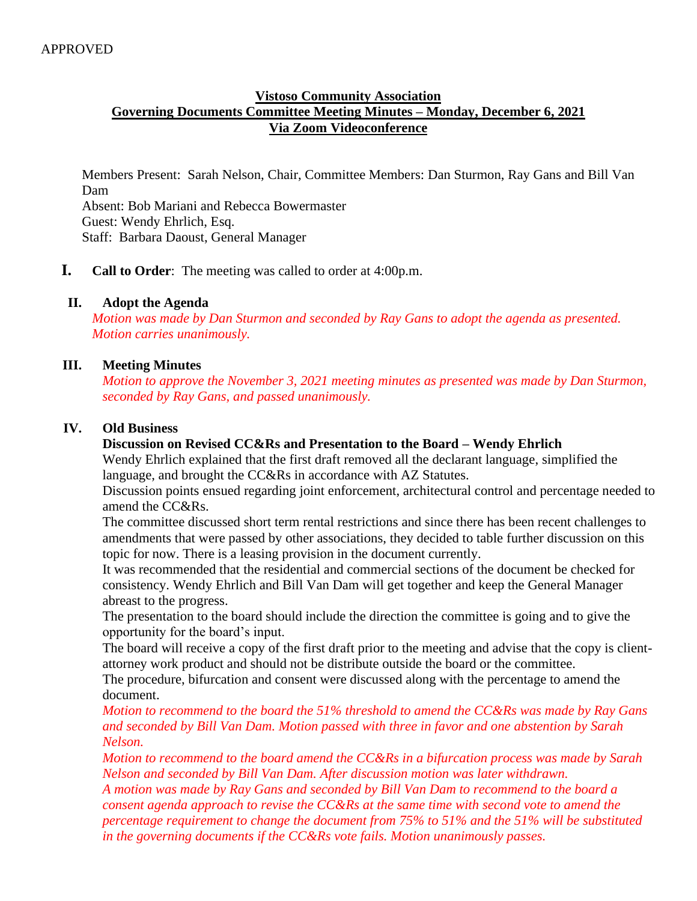APPROVED

**Vistoso Community Association**
**Governing Documents Committee Meeting Minutes – Monday, December 6, 2021**
**Via Zoom Videoconference**

Members Present: Sarah Nelson, Chair, Committee Members: Dan Sturmon, Ray Gans and Bill Van Dam
Absent: Bob Mariani and Rebecca Bowermaster
Guest: Wendy Ehrlich, Esq.
Staff: Barbara Daoust, General Manager

**I. Call to Order**: The meeting was called to order at 4:00p.m.

**II. Adopt the Agenda**

*Motion was made by Dan Sturmon and seconded by Ray Gans to adopt the agenda as presented. Motion carries unanimously.*

**III. Meeting Minutes**

*Motion to approve the November 3, 2021 meeting minutes as presented was made by Dan Sturmon, seconded by Ray Gans, and passed unanimously.*

**IV. Old Business**

**Discussion on Revised CC&Rs and Presentation to the Board – Wendy Ehrlich**

Wendy Ehrlich explained that the first draft removed all the declarant language, simplified the language, and brought the CC&Rs in accordance with AZ Statutes.

Discussion points ensued regarding joint enforcement, architectural control and percentage needed to amend the CC&Rs.

The committee discussed short term rental restrictions and since there has been recent challenges to amendments that were passed by other associations, they decided to table further discussion on this topic for now. There is a leasing provision in the document currently.

It was recommended that the residential and commercial sections of the document be checked for consistency. Wendy Ehrlich and Bill Van Dam will get together and keep the General Manager abreast to the progress.

The presentation to the board should include the direction the committee is going and to give the opportunity for the board's input.

The board will receive a copy of the first draft prior to the meeting and advise that the copy is client-attorney work product and should not be distribute outside the board or the committee.

The procedure, bifurcation and consent were discussed along with the percentage to amend the document.

*Motion to recommend to the board the 51% threshold to amend the CC&Rs was made by Ray Gans and seconded by Bill Van Dam. Motion passed with three in favor and one abstention by Sarah Nelson.*

*Motion to recommend to the board amend the CC&Rs in a bifurcation process was made by Sarah Nelson and seconded by Bill Van Dam. After discussion motion was later withdrawn.*

*A motion was made by Ray Gans and seconded by Bill Van Dam to recommend to the board a consent agenda approach to revise the CC&Rs at the same time with second vote to amend the percentage requirement to change the document from 75% to 51% and the 51% will be substituted in the governing documents if the CC&Rs vote fails. Motion unanimously passes.*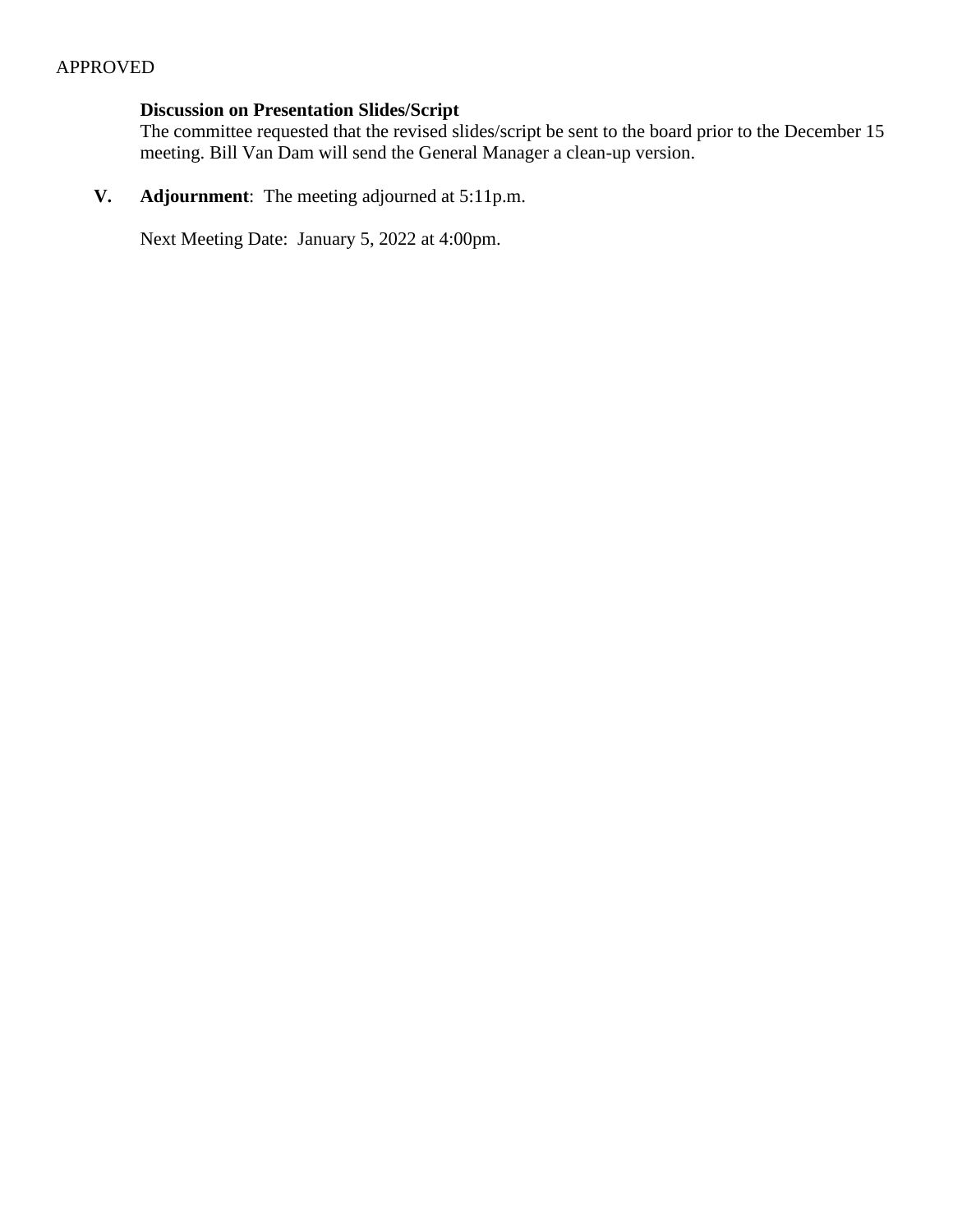APPROVED

**Discussion on Presentation Slides/Script**
The committee requested that the revised slides/script be sent to the board prior to the December 15 meeting. Bill Van Dam will send the General Manager a clean-up version.

**V. Adjournment**: The meeting adjourned at 5:11p.m.

Next Meeting Date: January 5, 2022 at 4:00pm.